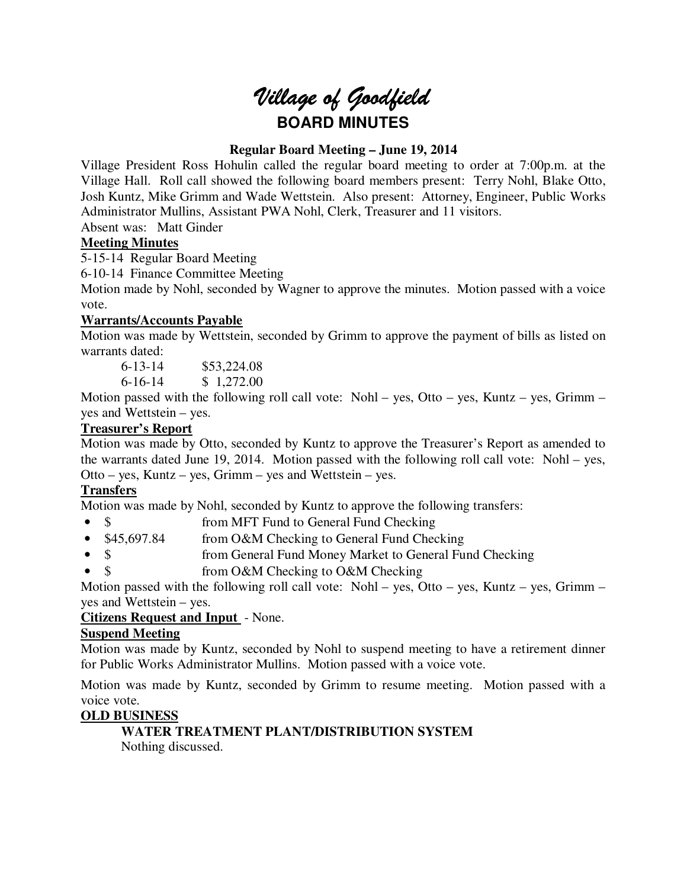# *Village of Goodfield*

## BOARD MINUTES

**Regular Board Meeting – June 19, 2014**

Village President Ross Hohulin called the regular board meeting to order at 7:00p.m. at the Village Hall. Roll call showed the following board members present: Terry Nohl, Blake Otto, Josh Kuntz, Mike Grimm and Wade Wettstein. Also present: Attorney, Engineer, Public Works Administrator Mullins, Assistant PWA Nohl, Clerk, Treasurer and 11 visitors.

Absent was: Matt Ginder

**Meeting Minutes**

5-15-14 Regular Board Meeting

6-10-14 Finance Committee Meeting

Motion made by Nohl, seconded by Wagner to approve the minutes. Motion passed with a voice vote.

**Warrants/Accounts Payable**

Motion was made by Wettstein, seconded by Grimm to approve the payment of bills as listed on warrants dated:

6-13-14 $53,224.08

6-16-14 $ 1,272.00

Motion passed with the following roll call vote: Nohl – yes, Otto – yes, Kuntz – yes, Grimm – yes and Wettstein – yes.

**Treasurer's Report**

Motion was made by Otto, seconded by Kuntz to approve the Treasurer's Report as amended to the warrants dated June 19, 2014. Motion passed with the following roll call vote: Nohl – yes, Otto – yes, Kuntz – yes, Grimm – yes and Wettstein – yes.

**Transfers**

Motion was made by Nohl, seconded by Kuntz to approve the following transfers:

- $ from MFT Fund to General Fund Checking
- $45,697.84 from O&M Checking to General Fund Checking
- $ from General Fund Money Market to General Fund Checking
- $ from O&M Checking to O&M Checking

Motion passed with the following roll call vote: Nohl – yes, Otto – yes, Kuntz – yes, Grimm – yes and Wettstein – yes.

**Citizens Request and Input** - None.

**Suspend Meeting**

Motion was made by Kuntz, seconded by Nohl to suspend meeting to have a retirement dinner for Public Works Administrator Mullins. Motion passed with a voice vote.

Motion was made by Kuntz, seconded by Grimm to resume meeting. Motion passed with a voice vote.

**OLD BUSINESS**

**WATER TREATMENT PLANT/DISTRIBUTION SYSTEM**

Nothing discussed.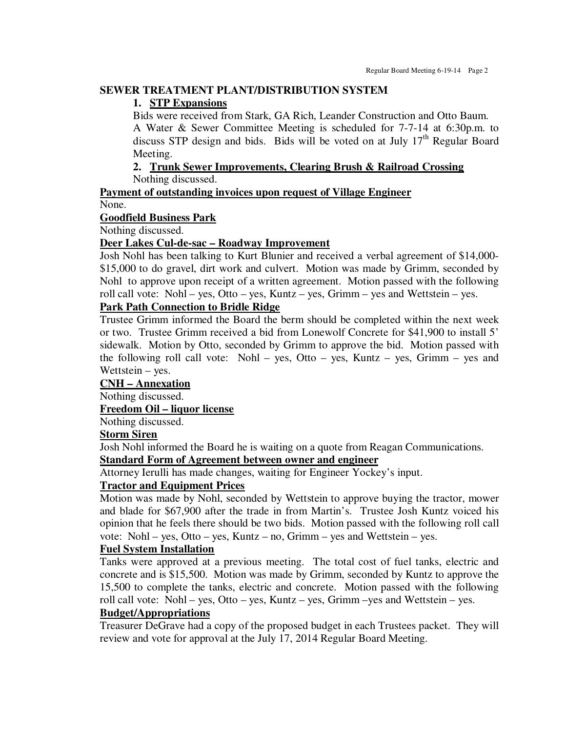## SEWER TREATMENT PLANT/DISTRIBUTION SYSTEM

1. **STP Expansions**

   Bids were received from Stark, GA Rich, Leander Construction and Otto Baum.
   A Water & Sewer Committee Meeting is scheduled for 7-7-14 at 6:30p.m. to discuss STP design and bids. Bids will be voted on at July 17th Regular Board Meeting.

2. **Trunk Sewer Improvements, Clearing Brush & Railroad Crossing**

   Nothing discussed.

**Payment of outstanding invoices upon request of Village Engineer**

None.

**Goodfield Business Park**

Nothing discussed.

**Deer Lakes Cul-de-sac – Roadway Improvement**

Josh Nohl has been talking to Kurt Blunier and received a verbal agreement of $14,000-$15,000 to do gravel, dirt work and culvert. Motion was made by Grimm, seconded by Nohl to approve upon receipt of a written agreement. Motion passed with the following roll call vote: Nohl – yes, Otto – yes, Kuntz – yes, Grimm – yes and Wettstein – yes.

**Park Path Connection to Bridle Ridge**

Trustee Grimm informed the Board the berm should be completed within the next week or two. Trustee Grimm received a bid from Lonewolf Concrete for $41,900 to install 5' sidewalk. Motion by Otto, seconded by Grimm to approve the bid. Motion passed with the following roll call vote: Nohl – yes, Otto – yes, Kuntz – yes, Grimm – yes and Wettstein – yes.

**CNH – Annexation**

Nothing discussed.

**Freedom Oil – liquor license**

Nothing discussed.

**Storm Siren**

Josh Nohl informed the Board he is waiting on a quote from Reagan Communications.

**Standard Form of Agreement between owner and engineer**

Attorney Ierulli has made changes, waiting for Engineer Yockey's input.

**Tractor and Equipment Prices**

Motion was made by Nohl, seconded by Wettstein to approve buying the tractor, mower and blade for $67,900 after the trade in from Martin's. Trustee Josh Kuntz voiced his opinion that he feels there should be two bids. Motion passed with the following roll call vote: Nohl – yes, Otto – yes, Kuntz – no, Grimm – yes and Wettstein – yes.

**Fuel System Installation**

Tanks were approved at a previous meeting. The total cost of fuel tanks, electric and concrete and is $15,500. Motion was made by Grimm, seconded by Kuntz to approve the 15,500 to complete the tanks, electric and concrete. Motion passed with the following roll call vote: Nohl – yes, Otto – yes, Kuntz – yes, Grimm –yes and Wettstein – yes.

**Budget/Appropriations**

Treasurer DeGrave had a copy of the proposed budget in each Trustees packet. They will review and vote for approval at the July 17, 2014 Regular Board Meeting.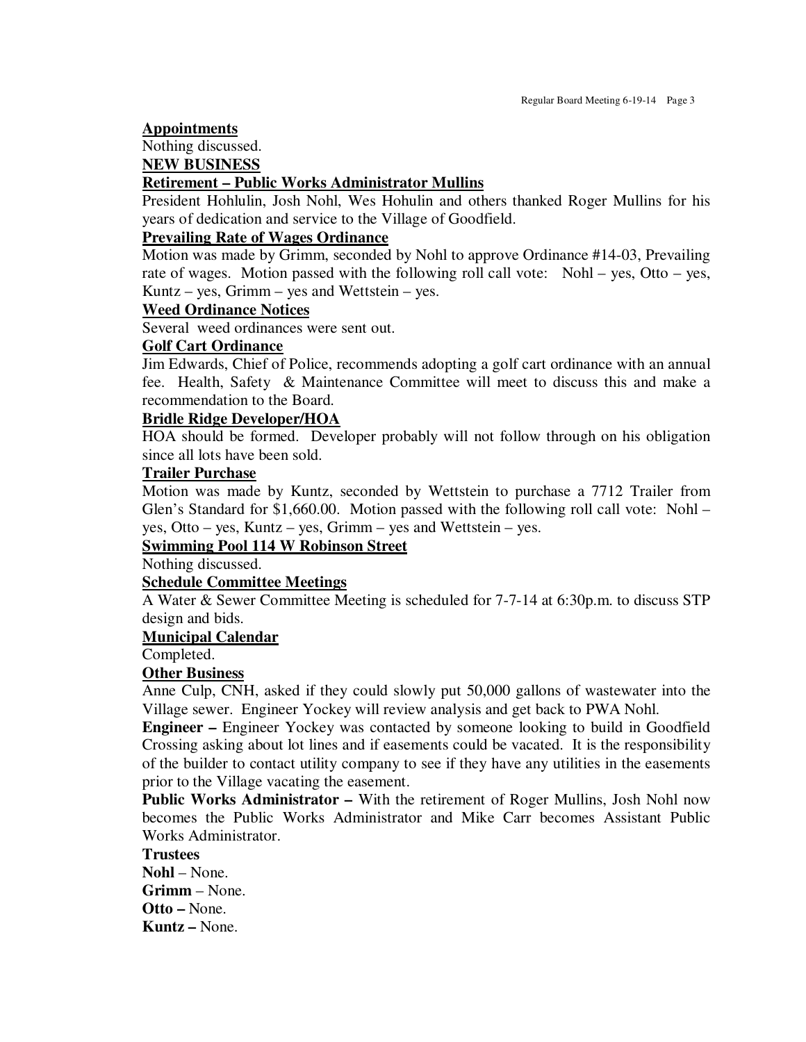**Appointments**

Nothing discussed.

**NEW BUSINESS**

**Retirement – Public Works Administrator Mullins**

President Hohlulin, Josh Nohl, Wes Hohulin and others thanked Roger Mullins for his years of dedication and service to the Village of Goodfield.

**Prevailing Rate of Wages Ordinance**

Motion was made by Grimm, seconded by Nohl to approve Ordinance #14-03, Prevailing rate of wages. Motion passed with the following roll call vote: Nohl – yes, Otto – yes, Kuntz – yes, Grimm – yes and Wettstein – yes.

**Weed Ordinance Notices**

Several weed ordinances were sent out.

**Golf Cart Ordinance**

Jim Edwards, Chief of Police, recommends adopting a golf cart ordinance with an annual fee. Health, Safety & Maintenance Committee will meet to discuss this and make a recommendation to the Board.

**Bridle Ridge Developer/HOA**

HOA should be formed. Developer probably will not follow through on his obligation since all lots have been sold.

**Trailer Purchase**

Motion was made by Kuntz, seconded by Wettstein to purchase a 7712 Trailer from Glen's Standard for $1,660.00. Motion passed with the following roll call vote: Nohl – yes, Otto – yes, Kuntz – yes, Grimm – yes and Wettstein – yes.

**Swimming Pool 114 W Robinson Street**

Nothing discussed.

**Schedule Committee Meetings**

A Water & Sewer Committee Meeting is scheduled for 7-7-14 at 6:30p.m. to discuss STP design and bids.

**Municipal Calendar**

Completed.

**Other Business**

Anne Culp, CNH, asked if they could slowly put 50,000 gallons of wastewater into the Village sewer. Engineer Yockey will review analysis and get back to PWA Nohl.

**Engineer –** Engineer Yockey was contacted by someone looking to build in Goodfield Crossing asking about lot lines and if easements could be vacated. It is the responsibility of the builder to contact utility company to see if they have any utilities in the easements prior to the Village vacating the easement.

**Public Works Administrator –** With the retirement of Roger Mullins, Josh Nohl now becomes the Public Works Administrator and Mike Carr becomes Assistant Public Works Administrator.

**Trustees**

**Nohl** – None.

**Grimm** – None.

**Otto –** None.

**Kuntz –** None.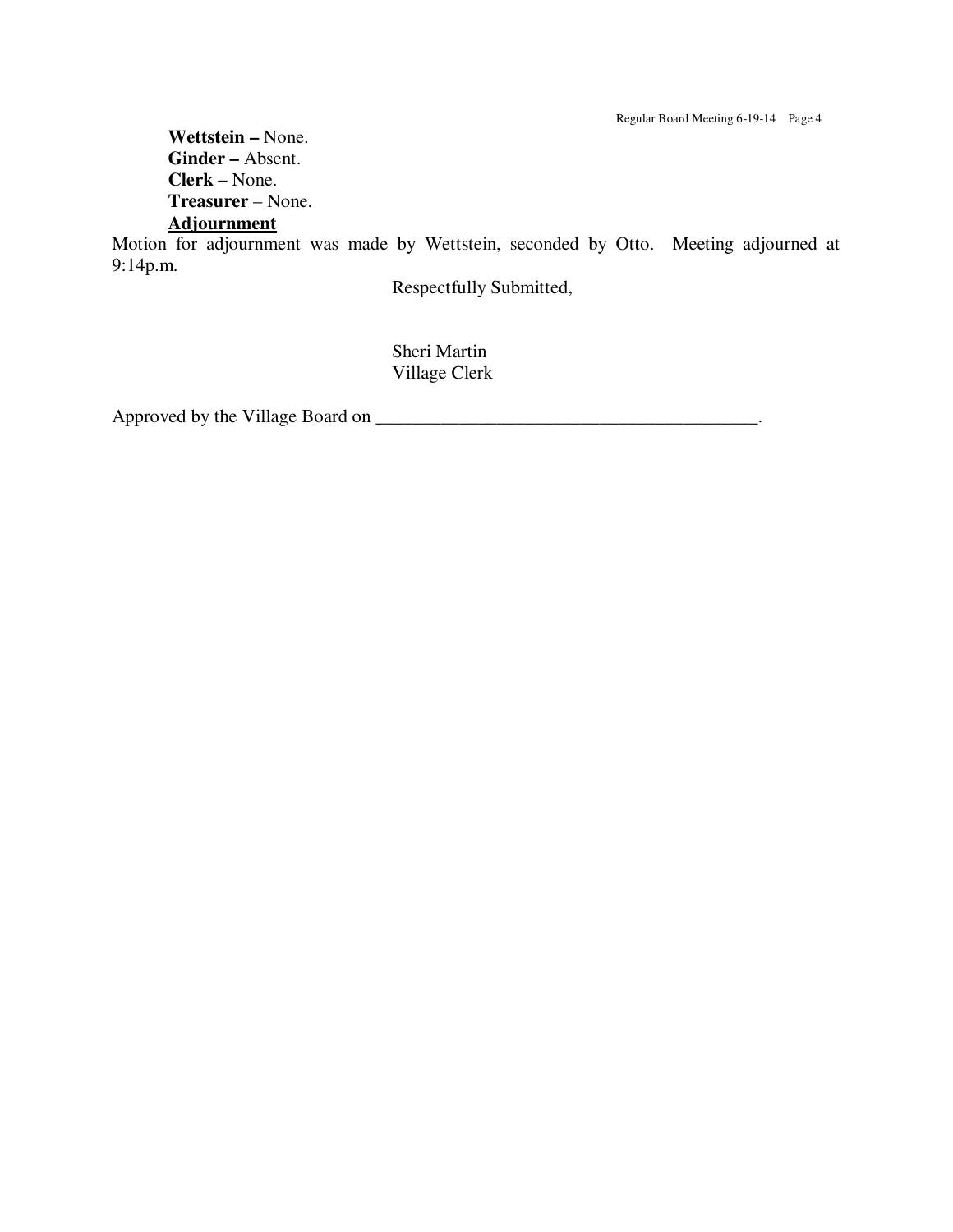**Wettstein –** None.
**Ginder –** Absent.
**Clerk –** None.
**Treasurer** – None.

**Adjournment**

Motion for adjournment was made by Wettstein, seconded by Otto. Meeting adjourned at 9:14p.m.

Respectfully Submitted,

Sheri Martin
Village Clerk

Approved by the Village Board on ___________________________________________.